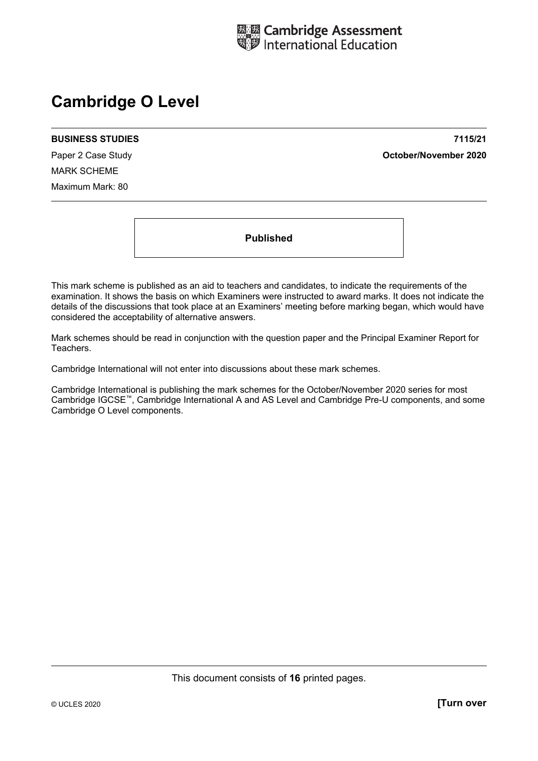Cambridge Assessment International Education

# Cambridge O Level

**BUSINESS STUDIES** **7115/21**

Paper 2 Case Study **October/November 2020**

MARK SCHEME

Maximum Mark: 80

**Published**

This mark scheme is published as an aid to teachers and candidates, to indicate the requirements of the examination. It shows the basis on which Examiners were instructed to award marks. It does not indicate the details of the discussions that took place at an Examiners' meeting before marking began, which would have considered the acceptability of alternative answers.

Mark schemes should be read in conjunction with the question paper and the Principal Examiner Report for Teachers.

Cambridge International will not enter into discussions about these mark schemes.

Cambridge International is publishing the mark schemes for the October/November 2020 series for most Cambridge IGCSE™, Cambridge International A and AS Level and Cambridge Pre-U components, and some Cambridge O Level components.

This document consists of **16** printed pages.

© UCLES 2020 **[Turn over**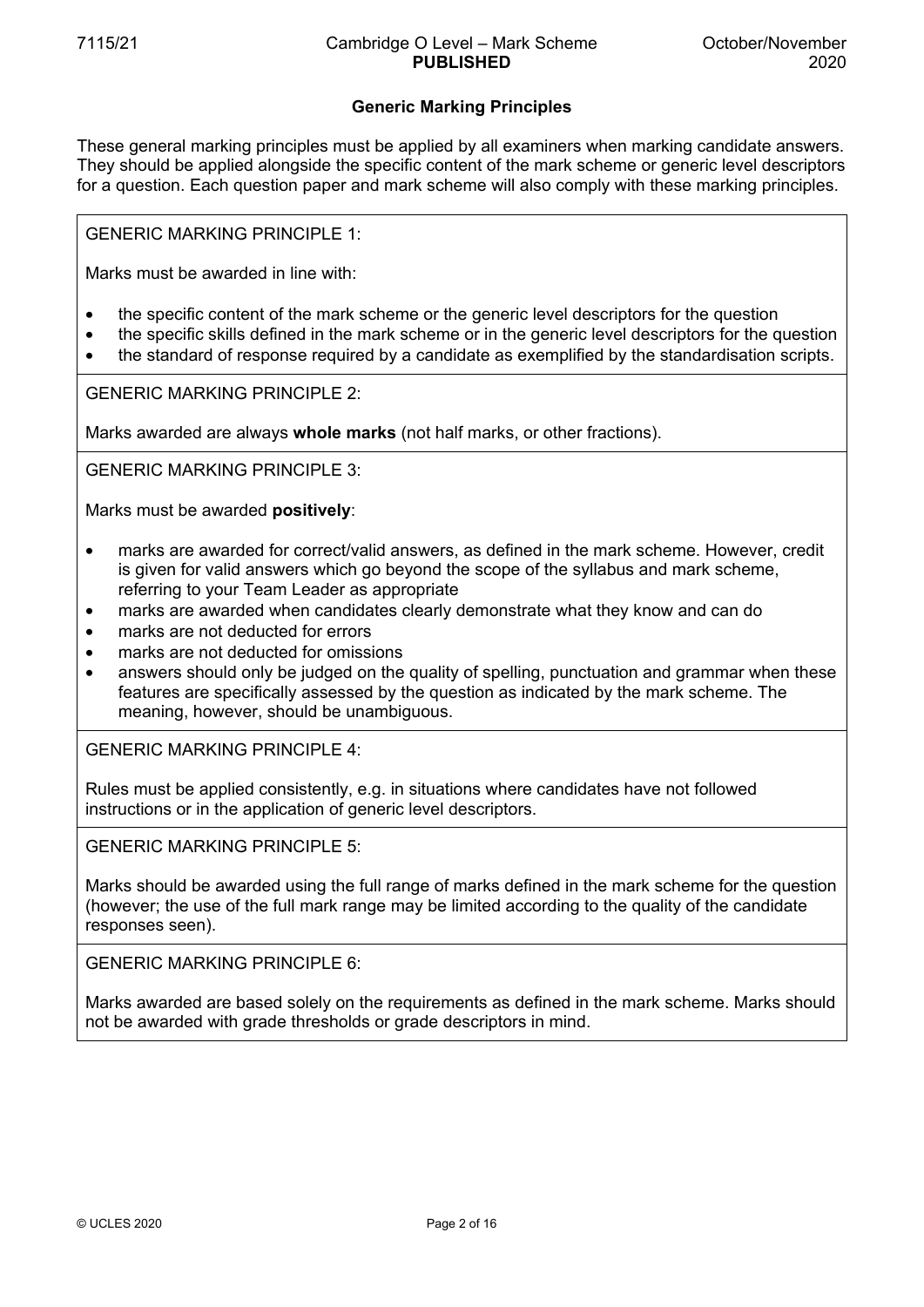## Generic Marking Principles

These general marking principles must be applied by all examiners when marking candidate answers. They should be applied alongside the specific content of the mark scheme or generic level descriptors for a question. Each question paper and mark scheme will also comply with these marking principles.

GENERIC MARKING PRINCIPLE 1:

Marks must be awarded in line with:

- the specific content of the mark scheme or the generic level descriptors for the question
- the specific skills defined in the mark scheme or in the generic level descriptors for the question
- the standard of response required by a candidate as exemplified by the standardisation scripts.

GENERIC MARKING PRINCIPLE 2:

Marks awarded are always **whole marks** (not half marks, or other fractions).

GENERIC MARKING PRINCIPLE 3:

Marks must be awarded **positively**:

- marks are awarded for correct/valid answers, as defined in the mark scheme. However, credit is given for valid answers which go beyond the scope of the syllabus and mark scheme, referring to your Team Leader as appropriate
- marks are awarded when candidates clearly demonstrate what they know and can do
- marks are not deducted for errors
- marks are not deducted for omissions
- answers should only be judged on the quality of spelling, punctuation and grammar when these features are specifically assessed by the question as indicated by the mark scheme. The meaning, however, should be unambiguous.

GENERIC MARKING PRINCIPLE 4:

Rules must be applied consistently, e.g. in situations where candidates have not followed instructions or in the application of generic level descriptors.

GENERIC MARKING PRINCIPLE 5:

Marks should be awarded using the full range of marks defined in the mark scheme for the question (however; the use of the full mark range may be limited according to the quality of the candidate responses seen).

GENERIC MARKING PRINCIPLE 6:

Marks awarded are based solely on the requirements as defined in the mark scheme. Marks should not be awarded with grade thresholds or grade descriptors in mind.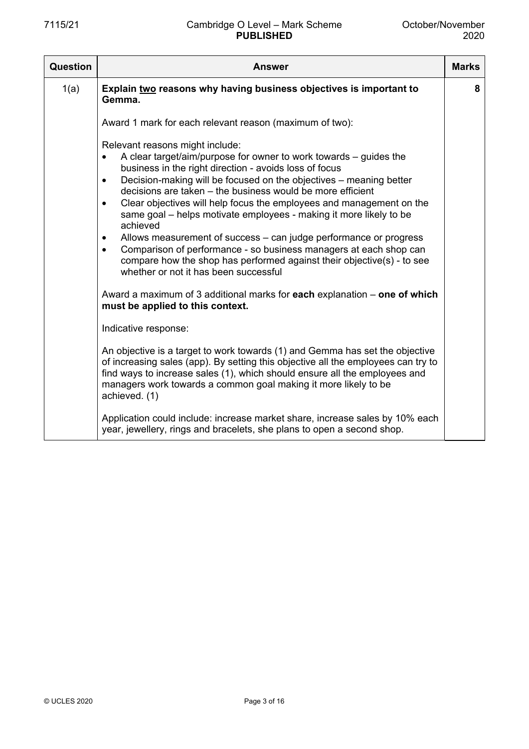| Question | Answer | Marks |
|---|---|---|
| 1(a) | **Explain <u>two</u> reasons why having business objectives is important to Gemma.**<br><br>Award 1 mark for each relevant reason (maximum of two):<br><br>Relevant reasons might include:<br>• A clear target/aim/purpose for owner to work towards – guides the business in the right direction - avoids loss of focus<br>• Decision-making will be focused on the objectives – meaning better decisions are taken – the business would be more efficient<br>• Clear objectives will help focus the employees and management on the same goal – helps motivate employees - making it more likely to be achieved<br>• Allows measurement of success – can judge performance or progress<br>• Comparison of performance - so business managers at each shop can compare how the shop has performed against their objective(s) - to see whether or not it has been successful<br><br>Award a maximum of 3 additional marks for **each** explanation – **one of which must be applied to this context.**<br><br>Indicative response:<br><br>An objective is a target to work towards (1) and Gemma has set the objective of increasing sales (app). By setting this objective all the employees can try to find ways to increase sales (1), which should ensure all the employees and managers work towards a common goal making it more likely to be achieved. (1)<br><br>Application could include: increase market share, increase sales by 10% each year, jewellery, rings and bracelets, she plans to open a second shop. | 8 |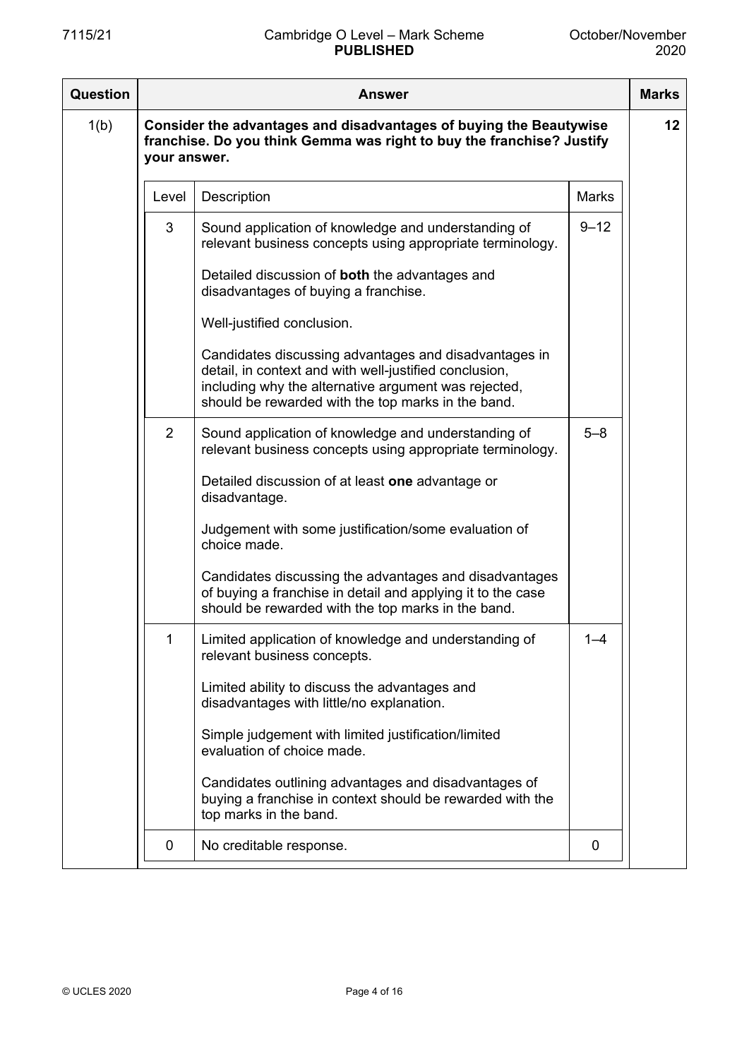| Question | Answer | | | Marks |
|---|---|---|---|---|
| 1(b) | **Consider the advantages and disadvantages of buying the Beautywise franchise. Do you think Gemma was right to buy the franchise? Justify your answer.** | | | 12 |
| | Level | Description | Marks | |
| | 3 | Sound application of knowledge and understanding of relevant business concepts using appropriate terminology.<br><br>Detailed discussion of **both** the advantages and disadvantages of buying a franchise.<br><br>Well-justified conclusion.<br><br>Candidates discussing advantages and disadvantages in detail, in context and with well-justified conclusion, including why the alternative argument was rejected, should be rewarded with the top marks in the band. | 9–12 | |
| | 2 | Sound application of knowledge and understanding of relevant business concepts using appropriate terminology.<br><br>Detailed discussion of at least **one** advantage or disadvantage.<br><br>Judgement with some justification/some evaluation of choice made.<br><br>Candidates discussing the advantages and disadvantages of buying a franchise in detail and applying it to the case should be rewarded with the top marks in the band. | 5–8 | |
| | 1 | Limited application of knowledge and understanding of relevant business concepts.<br><br>Limited ability to discuss the advantages and disadvantages with little/no explanation.<br><br>Simple judgement with limited justification/limited evaluation of choice made.<br><br>Candidates outlining advantages and disadvantages of buying a franchise in context should be rewarded with the top marks in the band. | 1–4 | |
| | 0 | No creditable response. | 0 | |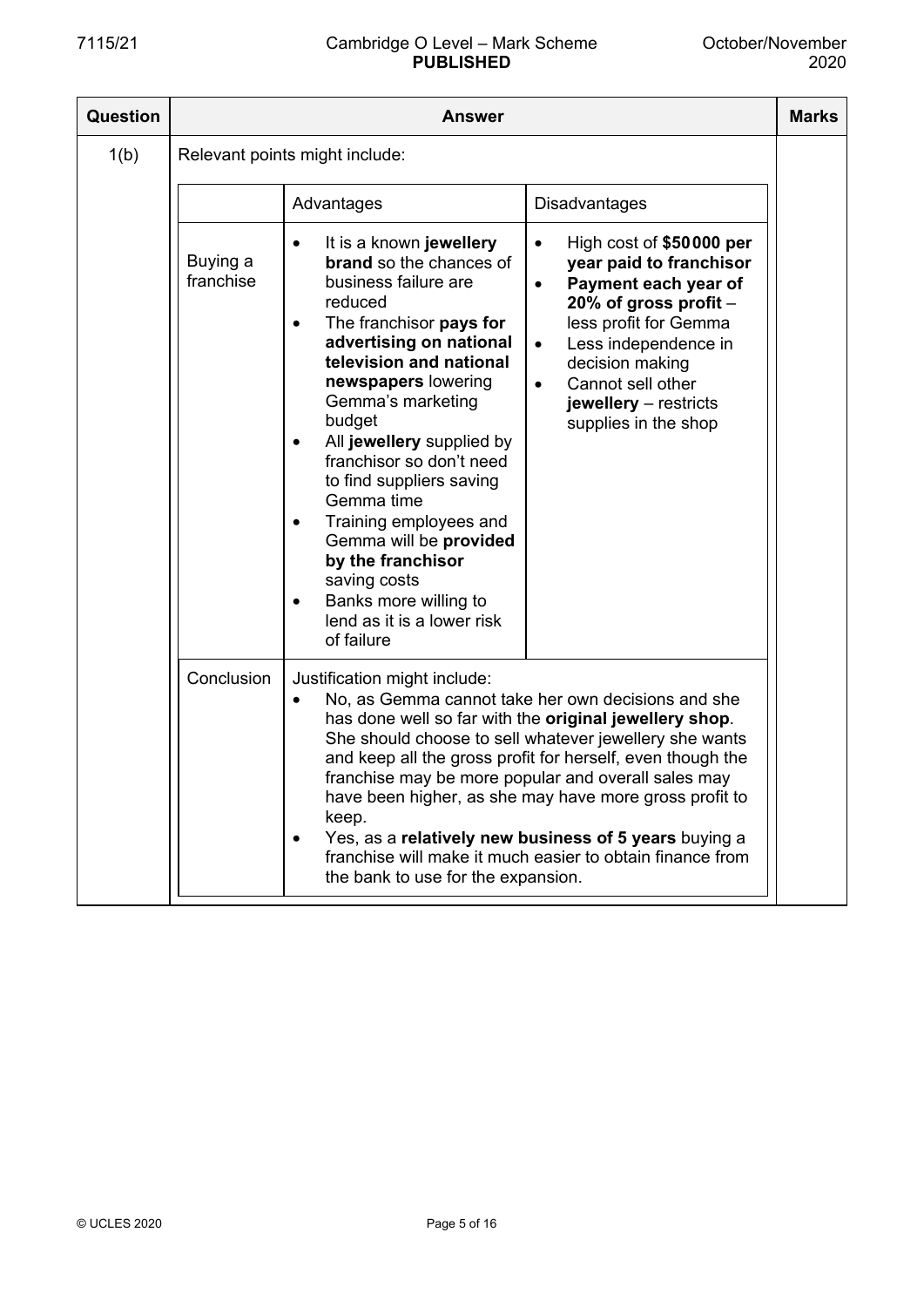| Question | Answer | | | Marks |
|---|---|---|---|---|
| 1(b) | Relevant points might include: | | | |
| | | Advantages | Disadvantages | |
| | Buying a franchise | • It is a known **jewellery brand** so the chances of business failure are reduced<br>• The franchisor **pays for advertising on national television and national newspapers** lowering Gemma's marketing budget<br>• All **jewellery** supplied by franchisor so don't need to find suppliers saving Gemma time<br>• Training employees and Gemma will be **provided by the franchisor** saving costs<br>• Banks more willing to lend as it is a lower risk of failure | • High cost of **$50 000 per year paid to franchisor**<br>• **Payment each year of 20% of gross profit** – less profit for Gemma<br>• Less independence in decision making<br>• Cannot sell other **jewellery** – restricts supplies in the shop | |
| | Conclusion | Justification might include:<br>• No, as Gemma cannot take her own decisions and she has done well so far with the **original jewellery shop**. She should choose to sell whatever jewellery she wants and keep all the gross profit for herself, even though the franchise may be more popular and overall sales may have been higher, as she may have more gross profit to keep.<br>• Yes, as a **relatively new business of 5 years** buying a franchise will make it much easier to obtain finance from the bank to use for the expansion. | | |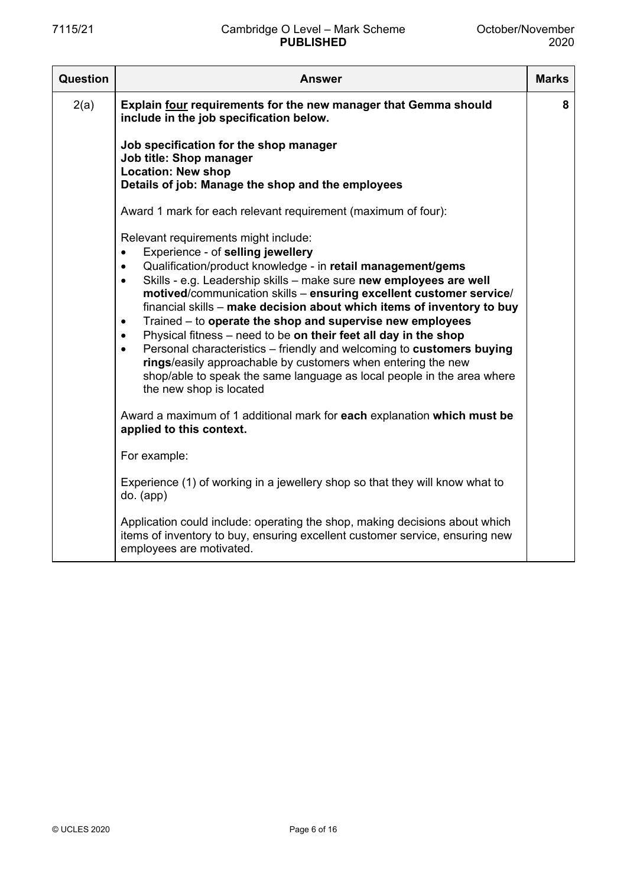| Question | Answer | Marks |
|---|---|---|
| 2(a) | **Explain <u>four</u> requirements for the new manager that Gemma should include in the job specification below.**<br><br>**Job specification for the shop manager**<br>**Job title: Shop manager**<br>**Location: New shop**<br>**Details of job: Manage the shop and the employees**<br><br>Award 1 mark for each relevant requirement (maximum of four):<br><br>Relevant requirements might include:<br>• Experience - of **selling jewellery**<br>• Qualification/product knowledge - in **retail management/gems**<br>• Skills - e.g. Leadership skills – make sure **new employees are well motived**/communication skills – **ensuring excellent customer service**/ financial skills – **make decision about which items of inventory to buy**<br>• Trained – to **operate the shop and supervise new employees**<br>• Physical fitness – need to be **on their feet all day in the shop**<br>• Personal characteristics – friendly and welcoming to **customers buying rings**/easily approachable by customers when entering the new shop/able to speak the same language as local people in the area where the new shop is located<br><br>Award a maximum of 1 additional mark for **each** explanation **which must be applied to this context.**<br><br>For example:<br><br>Experience (1) of working in a jewellery shop so that they will know what to do. (app)<br><br>Application could include: operating the shop, making decisions about which items of inventory to buy, ensuring excellent customer service, ensuring new employees are motivated. | 8 |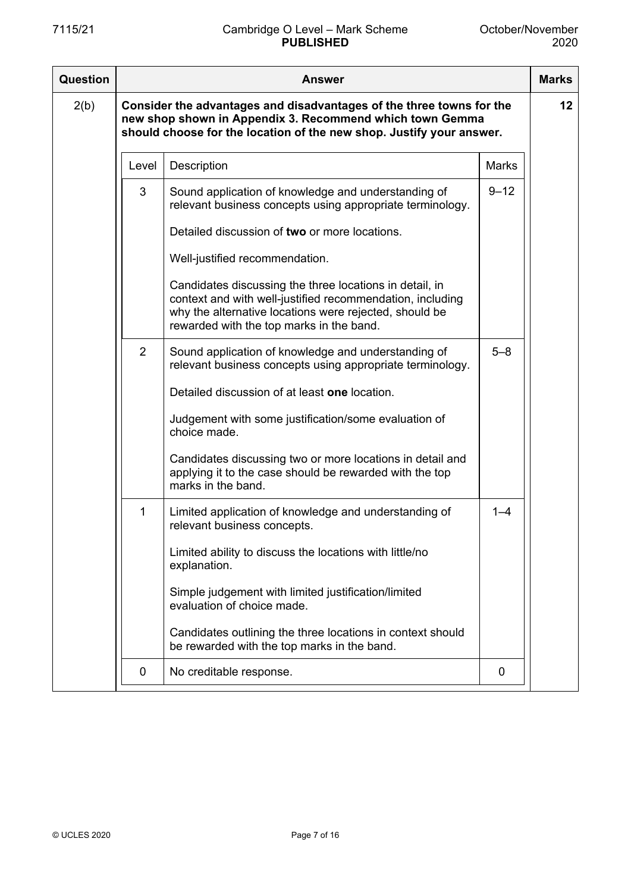| Question | Answer | | | Marks |
|---|---|---|---|---|
| 2(b) | **Consider the advantages and disadvantages of the three towns for the new shop shown in Appendix 3. Recommend which town Gemma should choose for the location of the new shop. Justify your answer.** | | | 12 |
| | Level | Description | Marks | |
| | 3 | Sound application of knowledge and understanding of relevant business concepts using appropriate terminology.<br><br>Detailed discussion of **two** or more locations.<br><br>Well-justified recommendation.<br><br>Candidates discussing the three locations in detail, in context and with well-justified recommendation, including why the alternative locations were rejected, should be rewarded with the top marks in the band. | 9–12 | |
| | 2 | Sound application of knowledge and understanding of relevant business concepts using appropriate terminology.<br><br>Detailed discussion of at least **one** location.<br><br>Judgement with some justification/some evaluation of choice made.<br><br>Candidates discussing two or more locations in detail and applying it to the case should be rewarded with the top marks in the band. | 5–8 | |
| | 1 | Limited application of knowledge and understanding of relevant business concepts.<br><br>Limited ability to discuss the locations with little/no explanation.<br><br>Simple judgement with limited justification/limited evaluation of choice made.<br><br>Candidates outlining the three locations in context should be rewarded with the top marks in the band. | 1–4 | |
| | 0 | No creditable response. | 0 | |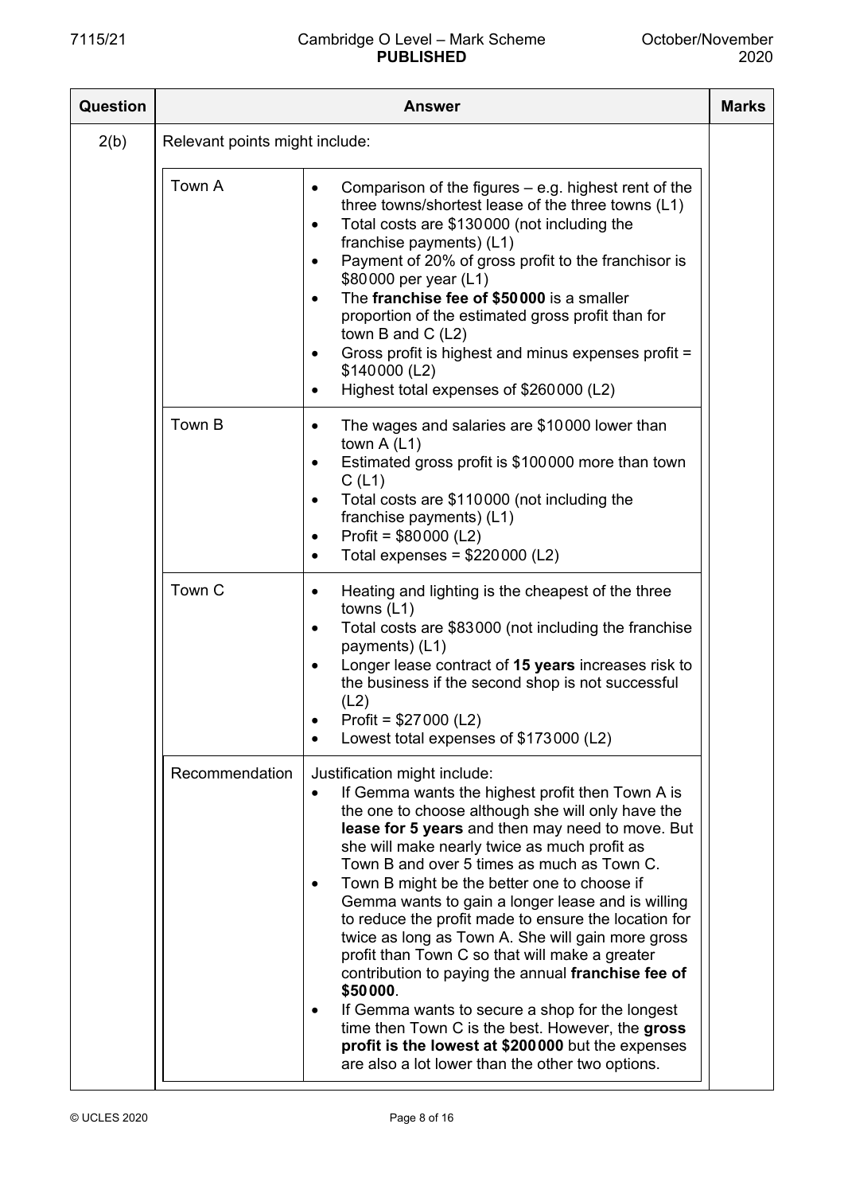| Question | Answer | | Marks |
|---|---|---|---|
| 2(b) | Relevant points might include: | | |
| | Town A | • Comparison of the figures – e.g. highest rent of the three towns/shortest lease of the three towns (L1)<br>• Total costs are \$130 000 (not including the franchise payments) (L1)<br>• Payment of 20% of gross profit to the franchisor is \$80 000 per year (L1)<br>• The **franchise fee of \$50 000** is a smaller proportion of the estimated gross profit than for town B and C (L2)<br>• Gross profit is highest and minus expenses profit = \$140 000 (L2)<br>• Highest total expenses of \$260 000 (L2) | |
| | Town B | • The wages and salaries are \$10 000 lower than town A (L1)<br>• Estimated gross profit is \$100 000 more than town C (L1)<br>• Total costs are \$110 000 (not including the franchise payments) (L1)<br>• Profit = \$80 000 (L2)<br>• Total expenses = \$220 000 (L2) | |
| | Town C | • Heating and lighting is the cheapest of the three towns (L1)<br>• Total costs are \$83 000 (not including the franchise payments) (L1)<br>• Longer lease contract of **15 years** increases risk to the business if the second shop is not successful (L2)<br>• Profit = \$27 000 (L2)<br>• Lowest total expenses of \$173 000 (L2) | |
| | Recommendation | Justification might include:<br>• If Gemma wants the highest profit then Town A is the one to choose although she will only have the **lease for 5 years** and then may need to move. But she will make nearly twice as much profit as Town B and over 5 times as much as Town C.<br>• Town B might be the better one to choose if Gemma wants to gain a longer lease and is willing to reduce the profit made to ensure the location for twice as long as Town A. She will gain more gross profit than Town C so that will make a greater contribution to paying the annual **franchise fee of \$50 000**.<br>• If Gemma wants to secure a shop for the longest time then Town C is the best. However, the **gross profit is the lowest at \$200 000** but the expenses are also a lot lower than the other two options. | |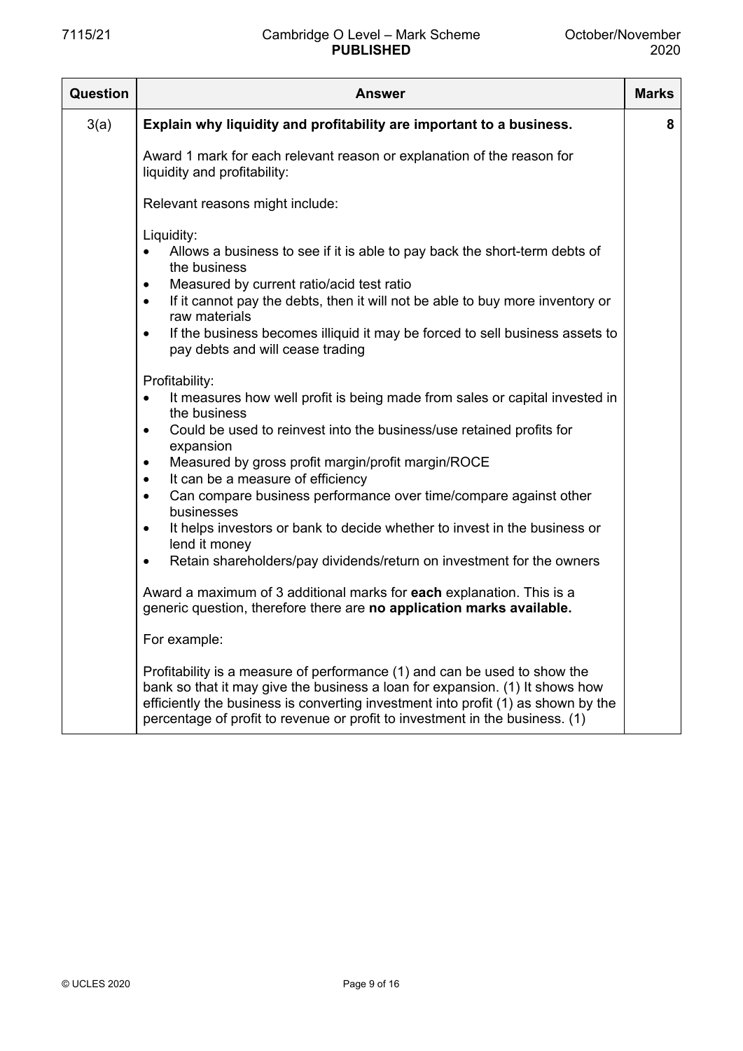| Question | Answer | Marks |
|---|---|---|
| 3(a) | **Explain why liquidity and profitability are important to a business.**<br><br>Award 1 mark for each relevant reason or explanation of the reason for liquidity and profitability:<br><br>Relevant reasons might include:<br><br>Liquidity:<br>• Allows a business to see if it is able to pay back the short-term debts of the business<br>• Measured by current ratio/acid test ratio<br>• If it cannot pay the debts, then it will not be able to buy more inventory or raw materials<br>• If the business becomes illiquid it may be forced to sell business assets to pay debts and will cease trading<br><br>Profitability:<br>• It measures how well profit is being made from sales or capital invested in the business<br>• Could be used to reinvest into the business/use retained profits for expansion<br>• Measured by gross profit margin/profit margin/ROCE<br>• It can be a measure of efficiency<br>• Can compare business performance over time/compare against other businesses<br>• It helps investors or bank to decide whether to invest in the business or lend it money<br>• Retain shareholders/pay dividends/return on investment for the owners<br><br>Award a maximum of 3 additional marks for **each** explanation. This is a generic question, therefore there are **no application marks available.**<br><br>For example:<br><br>Profitability is a measure of performance (1) and can be used to show the bank so that it may give the business a loan for expansion. (1) It shows how efficiently the business is converting investment into profit (1) as shown by the percentage of profit to revenue or profit to investment in the business. (1) | 8 |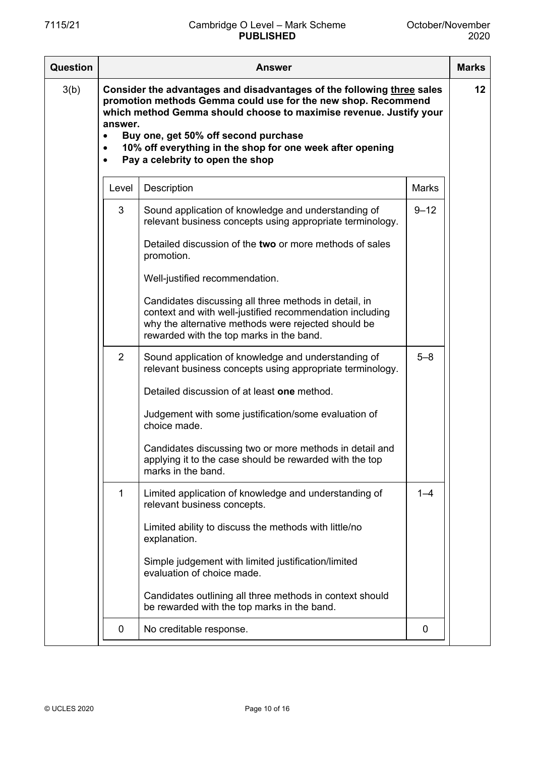| Question | Answer | Marks |
|---|---|---|
| 3(b) | **Consider the advantages and disadvantages of the following <u>three</u> sales promotion methods Gemma could use for the new shop. Recommend which method Gemma should choose to maximise revenue. Justify your answer.**<br>• **Buy one, get 50% off second purchase**<br>• **10% off everything in the shop for one week after opening**<br>• **Pay a celebrity to open the shop** | 12 |

| Level | Description | Marks |
|---|---|---|
| 3 | Sound application of knowledge and understanding of relevant business concepts using appropriate terminology.<br><br>Detailed discussion of the **two** or more methods of sales promotion.<br><br>Well-justified recommendation.<br><br>Candidates discussing all three methods in detail, in context and with well-justified recommendation including why the alternative methods were rejected should be rewarded with the top marks in the band. | 9–12 |
| 2 | Sound application of knowledge and understanding of relevant business concepts using appropriate terminology.<br><br>Detailed discussion of at least **one** method.<br><br>Judgement with some justification/some evaluation of choice made.<br><br>Candidates discussing two or more methods in detail and applying it to the case should be rewarded with the top marks in the band. | 5–8 |
| 1 | Limited application of knowledge and understanding of relevant business concepts.<br><br>Limited ability to discuss the methods with little/no explanation.<br><br>Simple judgement with limited justification/limited evaluation of choice made.<br><br>Candidates outlining all three methods in context should be rewarded with the top marks in the band. | 1–4 |
| 0 | No creditable response. | 0 |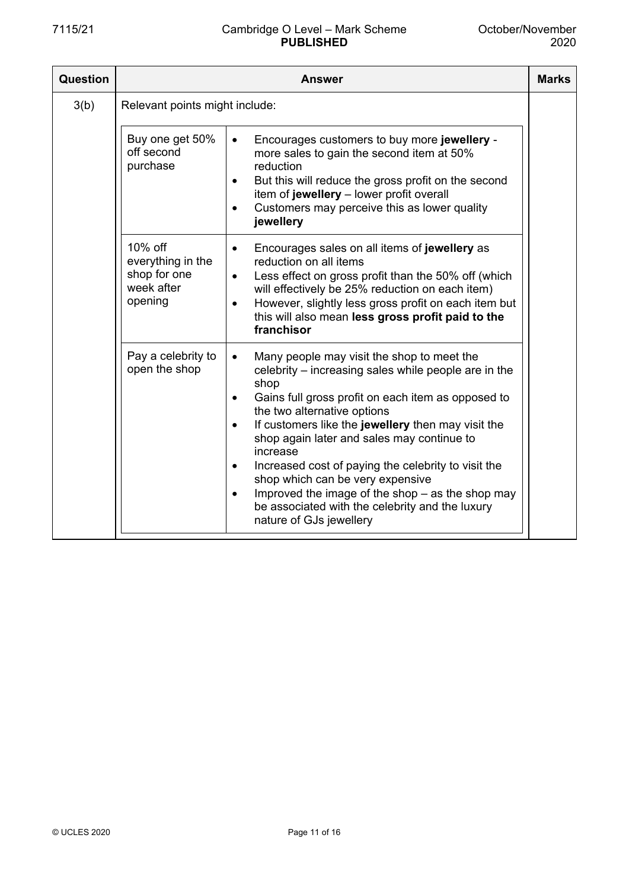| Question | Answer | Marks |
|---|---|---|
| 3(b) | Relevant points might include: | |
| | **Buy one get 50% off second purchase**<br>• Encourages customers to buy more **jewellery** - more sales to gain the second item at 50% reduction<br>• But this will reduce the gross profit on the second item of **jewellery** – lower profit overall<br>• Customers may perceive this as lower quality **jewellery** | |
| | **10% off everything in the shop for one week after opening**<br>• Encourages sales on all items of **jewellery** as reduction on all items<br>• Less effect on gross profit than the 50% off (which will effectively be 25% reduction on each item)<br>• However, slightly less gross profit on each item but this will also mean **less gross profit paid to the franchisor** | |
| | **Pay a celebrity to open the shop**<br>• Many people may visit the shop to meet the celebrity – increasing sales while people are in the shop<br>• Gains full gross profit on each item as opposed to the two alternative options<br>• If customers like the **jewellery** then may visit the shop again later and sales may continue to increase<br>• Increased cost of paying the celebrity to visit the shop which can be very expensive<br>• Improved the image of the shop – as the shop may be associated with the celebrity and the luxury nature of GJs jewellery | |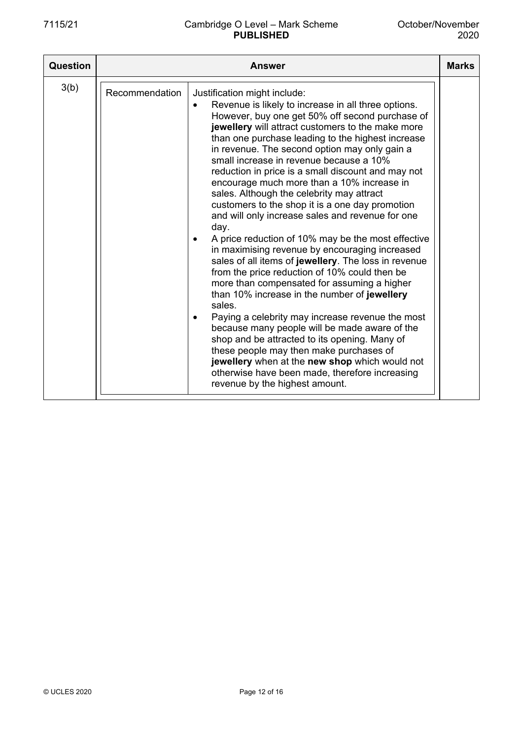| Question | Answer | | Marks |
|---|---|---|---|
| 3(b) | Recommendation | Justification might include:<br>• Revenue is likely to increase in all three options. However, buy one get 50% off second purchase of **jewellery** will attract customers to the make more than one purchase leading to the highest increase in revenue. The second option may only gain a small increase in revenue because a 10% reduction in price is a small discount and may not encourage much more than a 10% increase in sales. Although the celebrity may attract customers to the shop it is a one day promotion and will only increase sales and revenue for one day.<br>• A price reduction of 10% may be the most effective in maximising revenue by encouraging increased sales of all items of **jewellery**. The loss in revenue from the price reduction of 10% could then be more than compensated for assuming a higher than 10% increase in the number of **jewellery** sales.<br>• Paying a celebrity may increase revenue the most because many people will be made aware of the shop and be attracted to its opening. Many of these people may then make purchases of **jewellery** when at the **new shop** which would not otherwise have been made, therefore increasing revenue by the highest amount. | |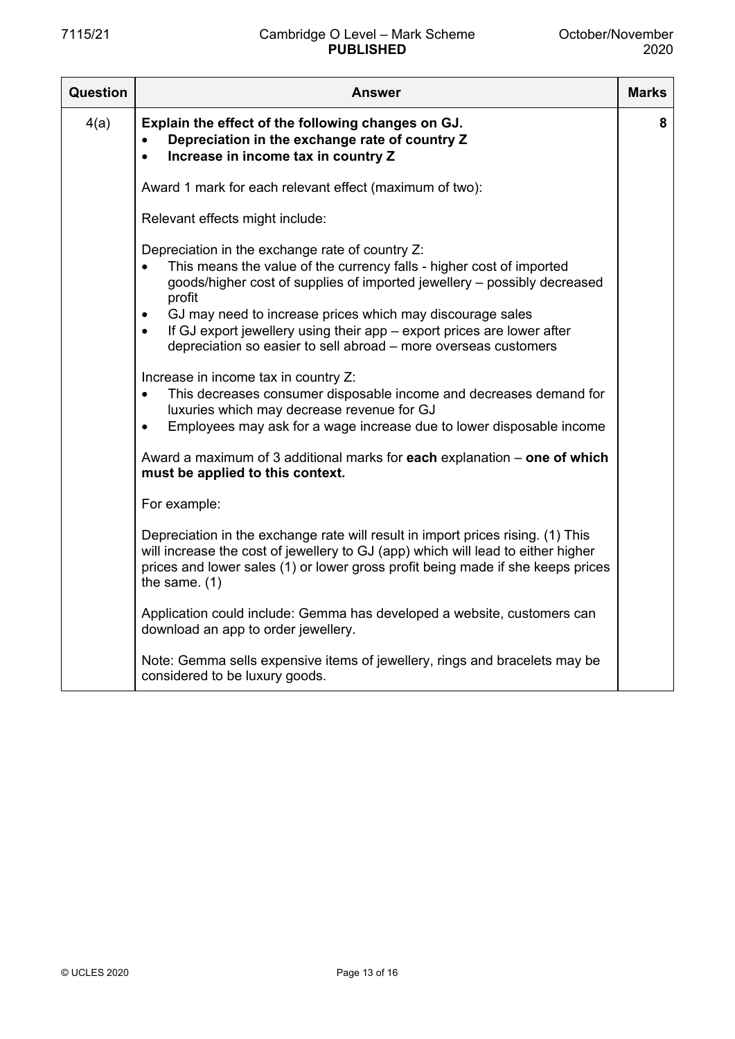| Question | Answer | Marks |
|---|---|---|
| 4(a) | **Explain the effect of the following changes on GJ.**<br>• **Depreciation in the exchange rate of country Z**<br>• **Increase in income tax in country Z**<br><br>Award 1 mark for each relevant effect (maximum of two):<br><br>Relevant effects might include:<br><br>Depreciation in the exchange rate of country Z:<br>• This means the value of the currency falls - higher cost of imported goods/higher cost of supplies of imported jewellery – possibly decreased profit<br>• GJ may need to increase prices which may discourage sales<br>• If GJ export jewellery using their app – export prices are lower after depreciation so easier to sell abroad – more overseas customers<br><br>Increase in income tax in country Z:<br>• This decreases consumer disposable income and decreases demand for luxuries which may decrease revenue for GJ<br>• Employees may ask for a wage increase due to lower disposable income<br><br>Award a maximum of 3 additional marks for **each** explanation – **one of which must be applied to this context.**<br><br>For example:<br><br>Depreciation in the exchange rate will result in import prices rising. (1) This will increase the cost of jewellery to GJ (app) which will lead to either higher prices and lower sales (1) or lower gross profit being made if she keeps prices the same. (1)<br><br>Application could include: Gemma has developed a website, customers can download an app to order jewellery.<br><br>Note: Gemma sells expensive items of jewellery, rings and bracelets may be considered to be luxury goods. | 8 |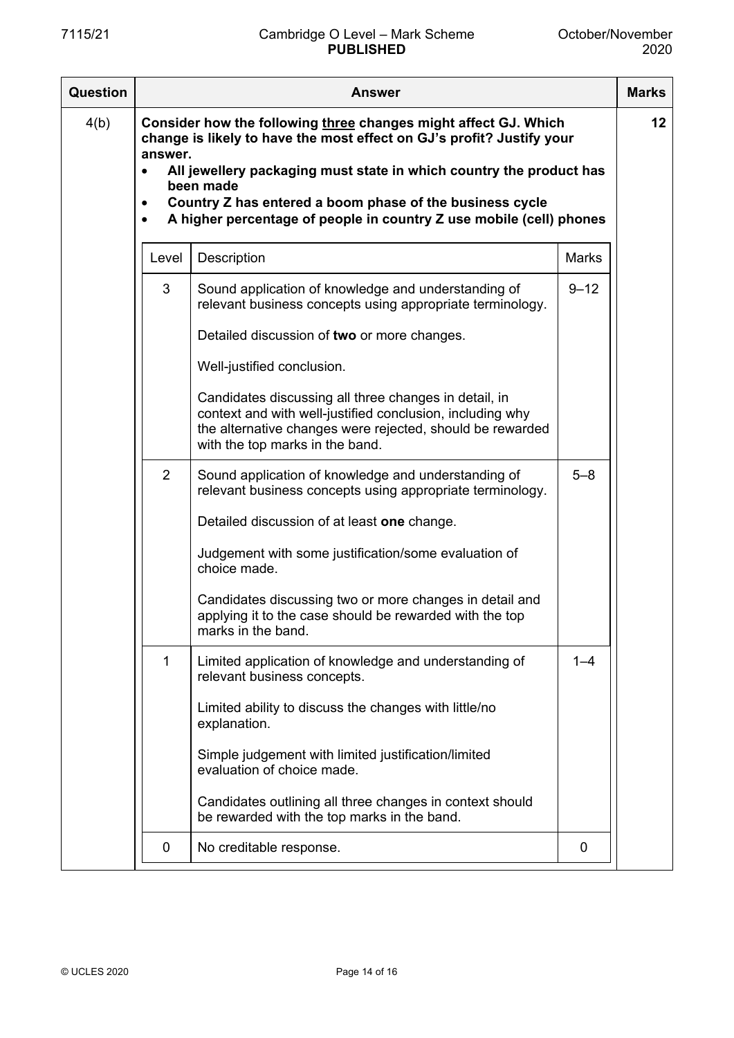| Question | Answer | Marks |
|---|---|---|
| 4(b) | **Consider how the following <u>three</u> changes might affect GJ. Which change is likely to have the most effect on GJ's profit? Justify your answer.**<br>• **All jewellery packaging must state in which country the product has been made**<br>• **Country Z has entered a boom phase of the business cycle**<br>• **A higher percentage of people in country Z use mobile (cell) phones** | **12** |

| Level | Description | Marks |
|---|---|---|
| 3 | Sound application of knowledge and understanding of relevant business concepts using appropriate terminology.<br><br>Detailed discussion of **two** or more changes.<br><br>Well-justified conclusion.<br><br>Candidates discussing all three changes in detail, in context and with well-justified conclusion, including why the alternative changes were rejected, should be rewarded with the top marks in the band. | 9–12 |
| 2 | Sound application of knowledge and understanding of relevant business concepts using appropriate terminology.<br><br>Detailed discussion of at least **one** change.<br><br>Judgement with some justification/some evaluation of choice made.<br><br>Candidates discussing two or more changes in detail and applying it to the case should be rewarded with the top marks in the band. | 5–8 |
| 1 | Limited application of knowledge and understanding of relevant business concepts.<br><br>Limited ability to discuss the changes with little/no explanation.<br><br>Simple judgement with limited justification/limited evaluation of choice made.<br><br>Candidates outlining all three changes in context should be rewarded with the top marks in the band. | 1–4 |
| 0 | No creditable response. | 0 |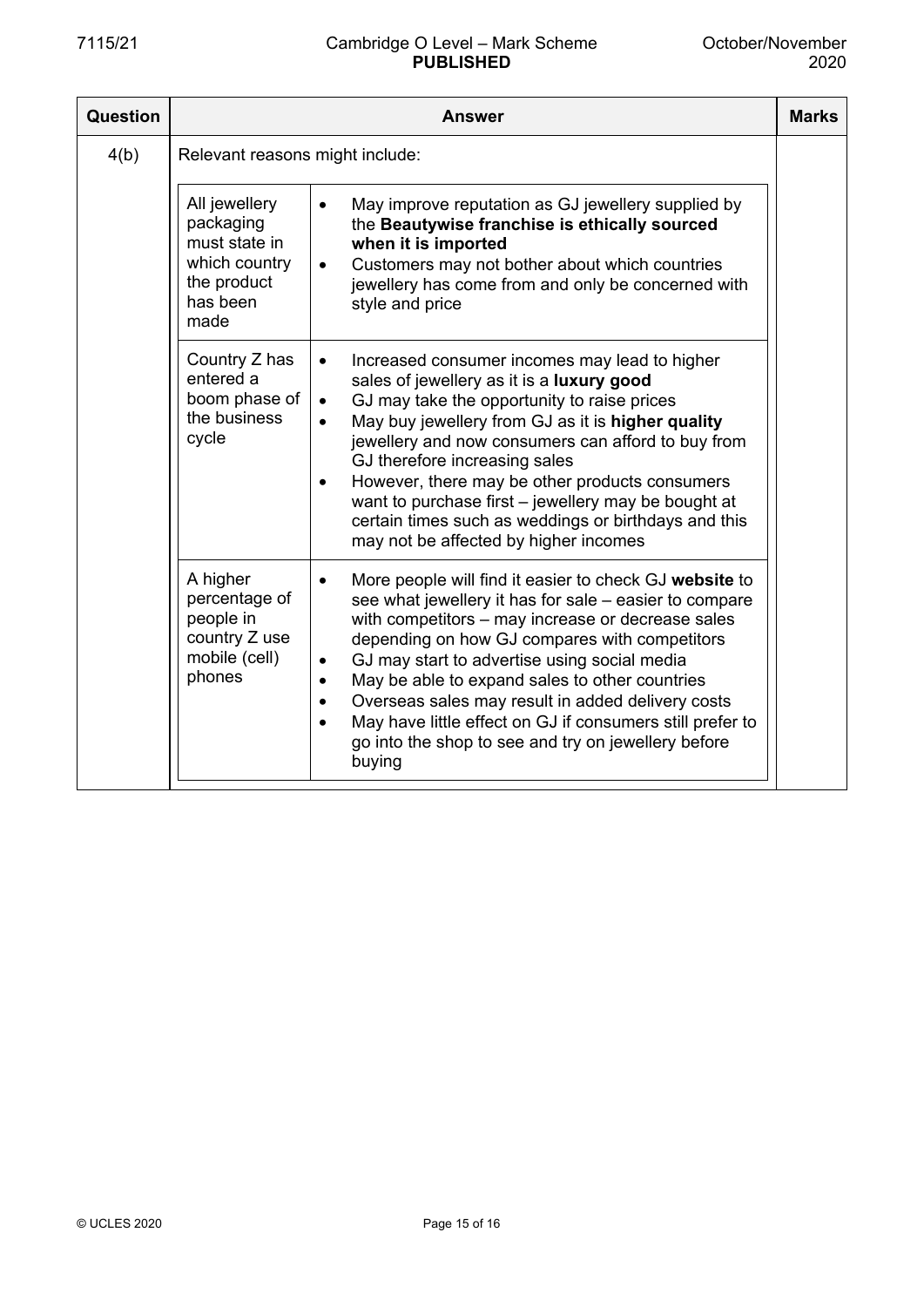| Question | Answer | | Marks |
|---|---|---|---|
| 4(b) | Relevant reasons might include: | | |
| | All jewellery packaging must state in which country the product has been made | • May improve reputation as GJ jewellery supplied by the **Beautywise franchise is ethically sourced when it is imported**<br>• Customers may not bother about which countries jewellery has come from and only be concerned with style and price | |
| | Country Z has entered a boom phase of the business cycle | • Increased consumer incomes may lead to higher sales of jewellery as it is a **luxury good**<br>• GJ may take the opportunity to raise prices<br>• May buy jewellery from GJ as it is **higher quality** jewellery and now consumers can afford to buy from GJ therefore increasing sales<br>• However, there may be other products consumers want to purchase first – jewellery may be bought at certain times such as weddings or birthdays and this may not be affected by higher incomes | |
| | A higher percentage of people in country Z use mobile (cell) phones | • More people will find it easier to check GJ **website** to see what jewellery it has for sale – easier to compare with competitors – may increase or decrease sales depending on how GJ compares with competitors<br>• GJ may start to advertise using social media<br>• May be able to expand sales to other countries<br>• Overseas sales may result in added delivery costs<br>• May have little effect on GJ if consumers still prefer to go into the shop to see and try on jewellery before buying | |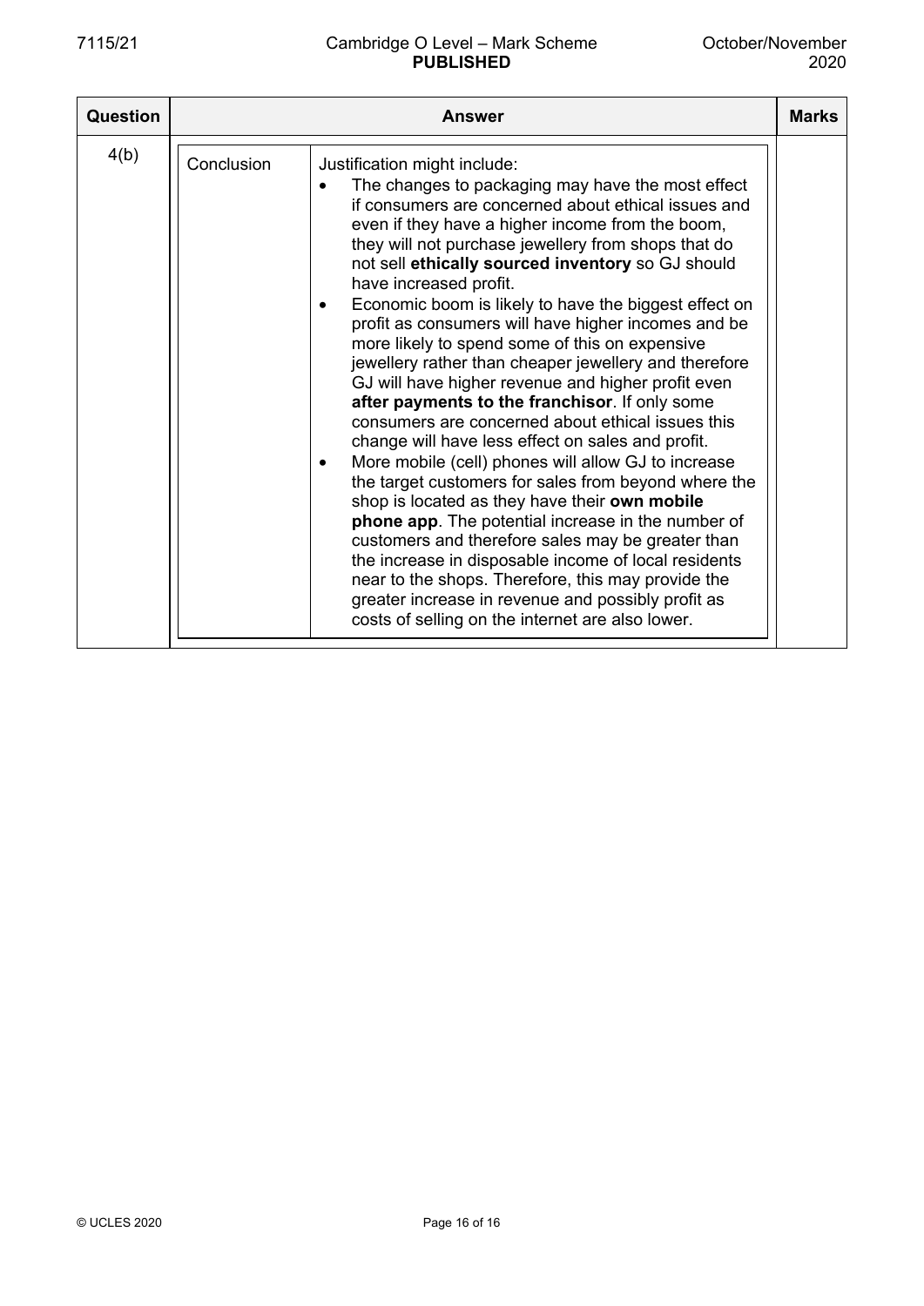| Question | Answer | | Marks |
|---|---|---|---|
| 4(b) | Conclusion | Justification might include:<br>• The changes to packaging may have the most effect if consumers are concerned about ethical issues and even if they have a higher income from the boom, they will not purchase jewellery from shops that do not sell **ethically sourced inventory** so GJ should have increased profit.<br>• Economic boom is likely to have the biggest effect on profit as consumers will have higher incomes and be more likely to spend some of this on expensive jewellery rather than cheaper jewellery and therefore GJ will have higher revenue and higher profit even **after payments to the franchisor**. If only some consumers are concerned about ethical issues this change will have less effect on sales and profit.<br>• More mobile (cell) phones will allow GJ to increase the target customers for sales from beyond where the shop is located as they have their **own mobile phone app**. The potential increase in the number of customers and therefore sales may be greater than the increase in disposable income of local residents near to the shops. Therefore, this may provide the greater increase in revenue and possibly profit as costs of selling on the internet are also lower. | |